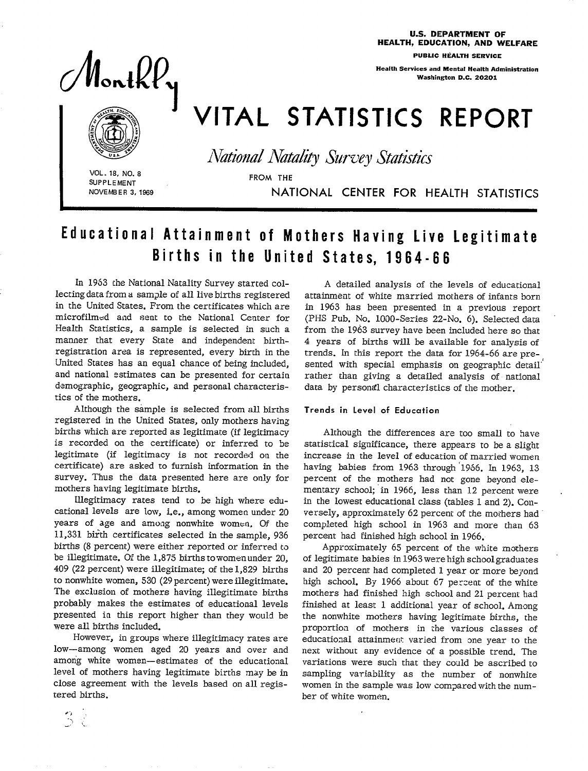U.S. DEPARTMENT OF HEALTH, EDUCATION, AND WELFARE

PUBLIC HEALTH SERVICE

Health Services and Mental Health Administration
Washington D.C. 20201

Monthly

# VITAL STATISTICS REPORT

*National Natality Survey Statistics*

FROM THE

NATIONAL CENTER FOR HEALTH STATISTICS

VOL. 18, NO. 8
SUPPLEMENT
NOVEMBER 3, 1969

# Educational Attainment of Mothers Having Live Legitimate Births in the United States, 1964-66

In 1963 the National Natality Survey started collecting data from a sample of all live births registered in the United States. From the certificates which are microfilmed and sent to the National Center for Health Statistics, a sample is selected in such a manner that every State and independent birth-registration area is represented, every birth in the United States has an equal chance of being included, and national estimates can be presented for certain demographic, geographic, and personal characteristics of the mothers.

Although the sample is selected from all births registered in the United States, only mothers having births which are reported as legitimate (if legitimacy is recorded on the certificate) or inferred to be legitimate (if legitimacy is not recorded on the certificate) are asked to furnish information in the survey. Thus the data presented here are only for mothers having legitimate births.

Illegitimacy rates tend to be high where educational levels are low, i.e., among women under 20 years of age and among nonwhite women. Of the 11,331 birth certificates selected in the sample, 936 births (8 percent) were either reported or inferred to be illegitimate. Of the 1,875 births to women under 20, 409 (22 percent) were illegitimate; of the 1,829 births to nonwhite women, 530 (29 percent) were illegitimate. The exclusion of mothers having illegitimate births probably makes the estimates of educational levels presented in this report higher than they would be were all births included.

However, in groups where illegitimacy rates are low—among women aged 20 years and over and among white women—estimates of the educational level of mothers having legitimate births may be in close agreement with the levels based on all registered births.

A detailed analysis of the levels of educational attainment of white married mothers of infants born in 1963 has been presented in a previous report (PHS Pub. No. 1000-Series 22-No. 6). Selected data from the 1963 survey have been included here so that 4 years of births will be available for analysis of trends. In this report the data for 1964-66 are presented with special emphasis on geographic detail rather than giving a detailed analysis of national data by personal characteristics of the mother.

### Trends in Level of Education

Although the differences are too small to have statistical significance, there appears to be a slight increase in the level of education of married women having babies from 1963 through 1966. In 1963, 13 percent of the mothers had not gone beyond elementary school; in 1966, less than 12 percent were in the lowest educational class (tables 1 and 2). Conversely, approximately 62 percent of the mothers had completed high school in 1963 and more than 63 percent had finished high school in 1966.

Approximately 65 percent of the white mothers of legitimate babies in 1963 were high school graduates and 20 percent had completed 1 year or more beyond high school. By 1966 about 67 percent of the white mothers had finished high school and 21 percent had finished at least 1 additional year of school. Among the nonwhite mothers having legitimate births, the proportion of mothers in the various classes of educational attainment varied from one year to the next without any evidence of a possible trend. The variations were such that they could be ascribed to sampling variability as the number of nonwhite women in the sample was low compared with the number of white women.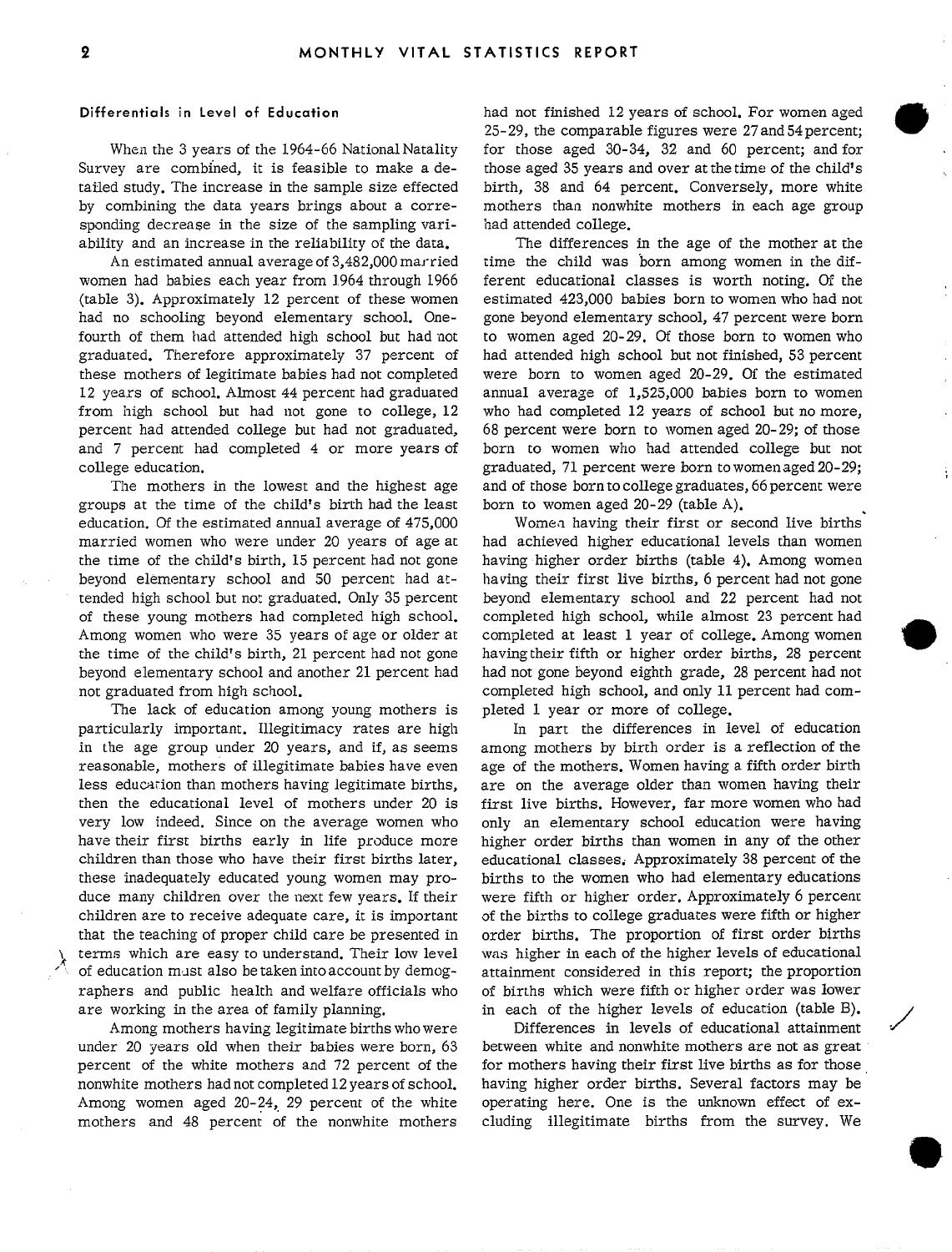### Differentials in Level of Education

When the 3 years of the 1964-66 National Natality Survey are combined, it is feasible to make a detailed study. The increase in the sample size effected by combining the data years brings about a corresponding decrease in the size of the sampling variability and an increase in the reliability of the data.

An estimated annual average of 3,482,000 married women had babies each year from 1964 through 1966 (table 3). Approximately 12 percent of these women had no schooling beyond elementary school. One-fourth of them had attended high school but had not graduated. Therefore approximately 37 percent of these mothers of legitimate babies had not completed 12 years of school. Almost 44 percent had graduated from high school but had not gone to college, 12 percent had attended college but had not graduated, and 7 percent had completed 4 or more years of college education.

The mothers in the lowest and the highest age groups at the time of the child's birth had the least education. Of the estimated annual average of 475,000 married women who were under 20 years of age at the time of the child's birth, 15 percent had not gone beyond elementary school and 50 percent had attended high school but not graduated. Only 35 percent of these young mothers had completed high school. Among women who were 35 years of age or older at the time of the child's birth, 21 percent had not gone beyond elementary school and another 21 percent had not graduated from high school.

The lack of education among young mothers is particularly important. Illegitimacy rates are high in the age group under 20 years, and if, as seems reasonable, mothers of illegitimate babies have even less education than mothers having legitimate births, then the educational level of mothers under 20 is very low indeed. Since on the average women who have their first births early in life produce more children than those who have their first births later, these inadequately educated young women may produce many children over the next few years. If their children are to receive adequate care, it is important that the teaching of proper child care be presented in terms which are easy to understand. Their low level of education must also be taken into account by demographers and public health and welfare officials who are working in the area of family planning.

Among mothers having legitimate births who were under 20 years old when their babies were born, 63 percent of the white mothers and 72 percent of the nonwhite mothers had not completed 12 years of school. Among women aged 20-24, 29 percent of the white mothers and 48 percent of the nonwhite mothers had not finished 12 years of school. For women aged 25-29, the comparable figures were 27 and 54 percent; for those aged 30-34, 32 and 60 percent; and for those aged 35 years and over at the time of the child's birth, 38 and 64 percent. Conversely, more white mothers than nonwhite mothers in each age group had attended college.

The differences in the age of the mother at the time the child was born among women in the different educational classes is worth noting. Of the estimated 423,000 babies born to women who had not gone beyond elementary school, 47 percent were born to women aged 20-29. Of those born to women who had attended high school but not finished, 53 percent were born to women aged 20-29. Of the estimated annual average of 1,525,000 babies born to women who had completed 12 years of school but no more, 68 percent were born to women aged 20-29; of those born to women who had attended college but not graduated, 71 percent were born to women aged 20-29; and of those born to college graduates, 66 percent were born to women aged 20-29 (table A).

Women having their first or second live births had achieved higher educational levels than women having higher order births (table 4). Among women having their first live births, 6 percent had not gone beyond elementary school and 22 percent had not completed high school, while almost 23 percent had completed at least 1 year of college. Among women having their fifth or higher order births, 28 percent had not gone beyond eighth grade, 28 percent had not completed high school, and only 11 percent had completed 1 year or more of college.

In part the differences in level of education among mothers by birth order is a reflection of the age of the mothers. Women having a fifth order birth are on the average older than women having their first live births. However, far more women who had only an elementary school education were having higher order births than women in any of the other educational classes. Approximately 38 percent of the births to the women who had elementary educations were fifth or higher order. Approximately 6 percent of the births to college graduates were fifth or higher order births. The proportion of first order births was higher in each of the higher levels of educational attainment considered in this report; the proportion of births which were fifth or higher order was lower in each of the higher levels of education (table B).

Differences in levels of educational attainment between white and nonwhite mothers are not as great for mothers having their first live births as for those having higher order births. Several factors may be operating here. One is the unknown effect of excluding illegitimate births from the survey. We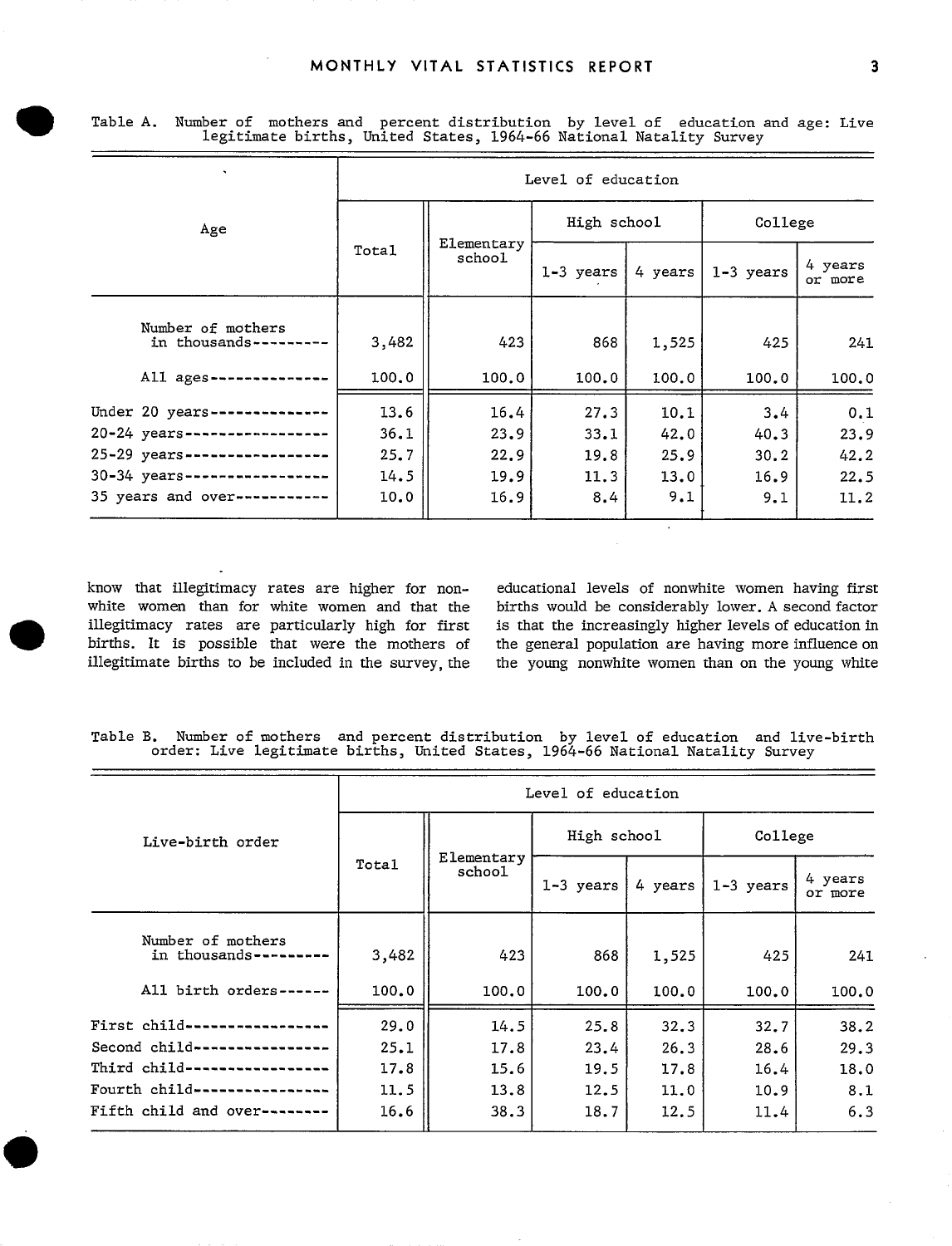Table A. Number of mothers and percent distribution by level of education and age: Live legitimate births, United States, 1964-66 National Natality Survey

| Age | Level of education | | | | | |
|---|---|---|---|---|---|---|
| | Total | Elementary school | High school | | College | |
| | | | 1-3 years | 4 years | 1-3 years | 4 years or more |
| Number of mothers in thousands | 3,482 | 423 | 868 | 1,525 | 425 | 241 |
| All ages | 100.0 | 100.0 | 100.0 | 100.0 | 100.0 | 100.0 |
| Under 20 years | 13.6 | 16.4 | 27.3 | 10.1 | 3.4 | 0.1 |
| 20-24 years | 36.1 | 23.9 | 33.1 | 42.0 | 40.3 | 23.9 |
| 25-29 years | 25.7 | 22.9 | 19.8 | 25.9 | 30.2 | 42.2 |
| 30-34 years | 14.5 | 19.9 | 11.3 | 13.0 | 16.9 | 22.5 |
| 35 years and over | 10.0 | 16.9 | 8.4 | 9.1 | 9.1 | 11.2 |

know that illegitimacy rates are higher for nonwhite women than for white women and that the illegitimacy rates are particularly high for first births. It is possible that were the mothers of illegitimate births to be included in the survey, the educational levels of nonwhite women having first births would be considerably lower. A second factor is that the increasingly higher levels of education in the general population are having more influence on the young nonwhite women than on the young white

Table B. Number of mothers and percent distribution by level of education and live-birth order: Live legitimate births, United States, 1964-66 National Natality Survey

| Live-birth order | Level of education | | | | | |
|---|---|---|---|---|---|---|
| | Total | Elementary school | High school | | College | |
| | | | 1-3 years | 4 years | 1-3 years | 4 years or more |
| Number of mothers in thousands | 3,482 | 423 | 868 | 1,525 | 425 | 241 |
| All birth orders | 100.0 | 100.0 | 100.0 | 100.0 | 100.0 | 100.0 |
| First child | 29.0 | 14.5 | 25.8 | 32.3 | 32.7 | 38.2 |
| Second child | 25.1 | 17.8 | 23.4 | 26.3 | 28.6 | 29.3 |
| Third child | 17.8 | 15.6 | 19.5 | 17.8 | 16.4 | 18.0 |
| Fourth child | 11.5 | 13.8 | 12.5 | 11.0 | 10.9 | 8.1 |
| Fifth child and over | 16.6 | 38.3 | 18.7 | 12.5 | 11.4 | 6.3 |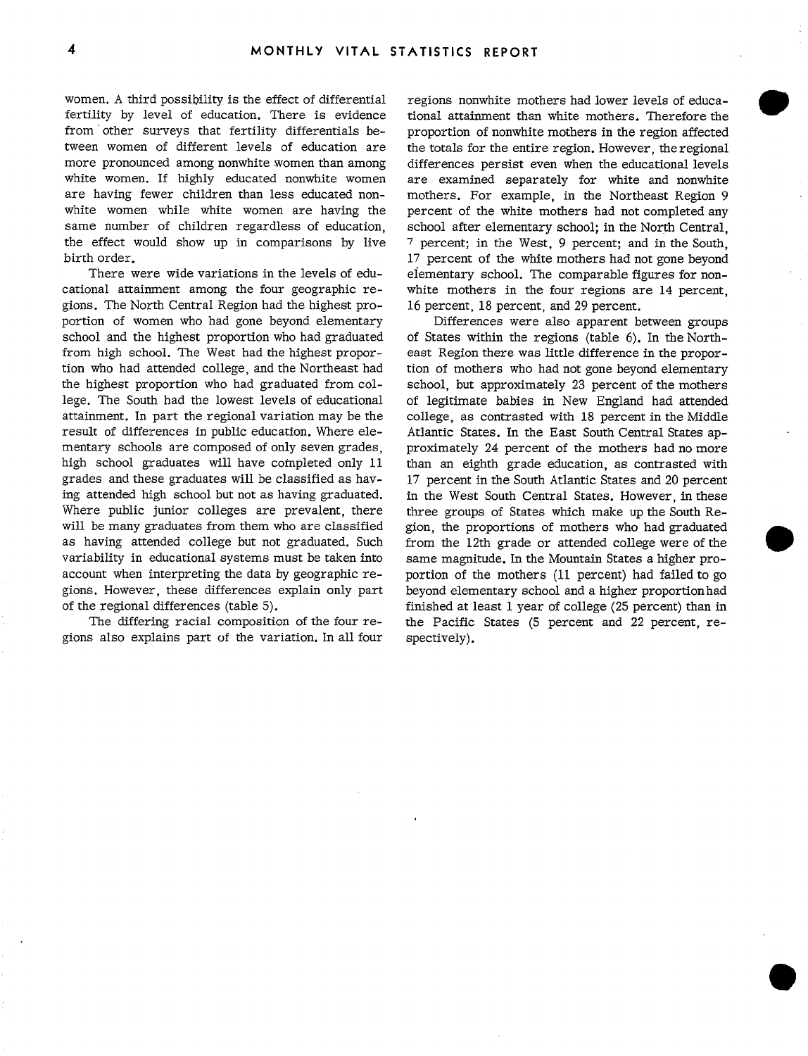women. A third possibility is the effect of differential fertility by level of education. There is evidence from other surveys that fertility differentials between women of different levels of education are more pronounced among nonwhite women than among white women. If highly educated nonwhite women are having fewer children than less educated nonwhite women while white women are having the same number of children regardless of education, the effect would show up in comparisons by live birth order.

There were wide variations in the levels of educational attainment among the four geographic regions. The North Central Region had the highest proportion of women who had gone beyond elementary school and the highest proportion who had graduated from high school. The West had the highest proportion who had attended college, and the Northeast had the highest proportion who had graduated from college. The South had the lowest levels of educational attainment. In part the regional variation may be the result of differences in public education. Where elementary schools are composed of only seven grades, high school graduates will have completed only 11 grades and these graduates will be classified as having attended high school but not as having graduated. Where public junior colleges are prevalent, there will be many graduates from them who are classified as having attended college but not graduated. Such variability in educational systems must be taken into account when interpreting the data by geographic regions. However, these differences explain only part of the regional differences (table 5).

The differing racial composition of the four regions also explains part of the variation. In all four regions nonwhite mothers had lower levels of educational attainment than white mothers. Therefore the proportion of nonwhite mothers in the region affected the totals for the entire region. However, the regional differences persist even when the educational levels are examined separately for white and nonwhite mothers. For example, in the Northeast Region 9 percent of the white mothers had not completed any school after elementary school; in the North Central, 7 percent; in the West, 9 percent; and in the South, 17 percent of the white mothers had not gone beyond elementary school. The comparable figures for nonwhite mothers in the four regions are 14 percent, 16 percent, 18 percent, and 29 percent.

Differences were also apparent between groups of States within the regions (table 6). In the Northeast Region there was little difference in the proportion of mothers who had not gone beyond elementary school, but approximately 23 percent of the mothers of legitimate babies in New England had attended college, as contrasted with 18 percent in the Middle Atlantic States. In the East South Central States approximately 24 percent of the mothers had no more than an eighth grade education, as contrasted with 17 percent in the South Atlantic States and 20 percent in the West South Central States. However, in these three groups of States which make up the South Region, the proportions of mothers who had graduated from the 12th grade or attended college were of the same magnitude. In the Mountain States a higher proportion of the mothers (11 percent) had failed to go beyond elementary school and a higher proportion had finished at least 1 year of college (25 percent) than in the Pacific States (5 percent and 22 percent, respectively).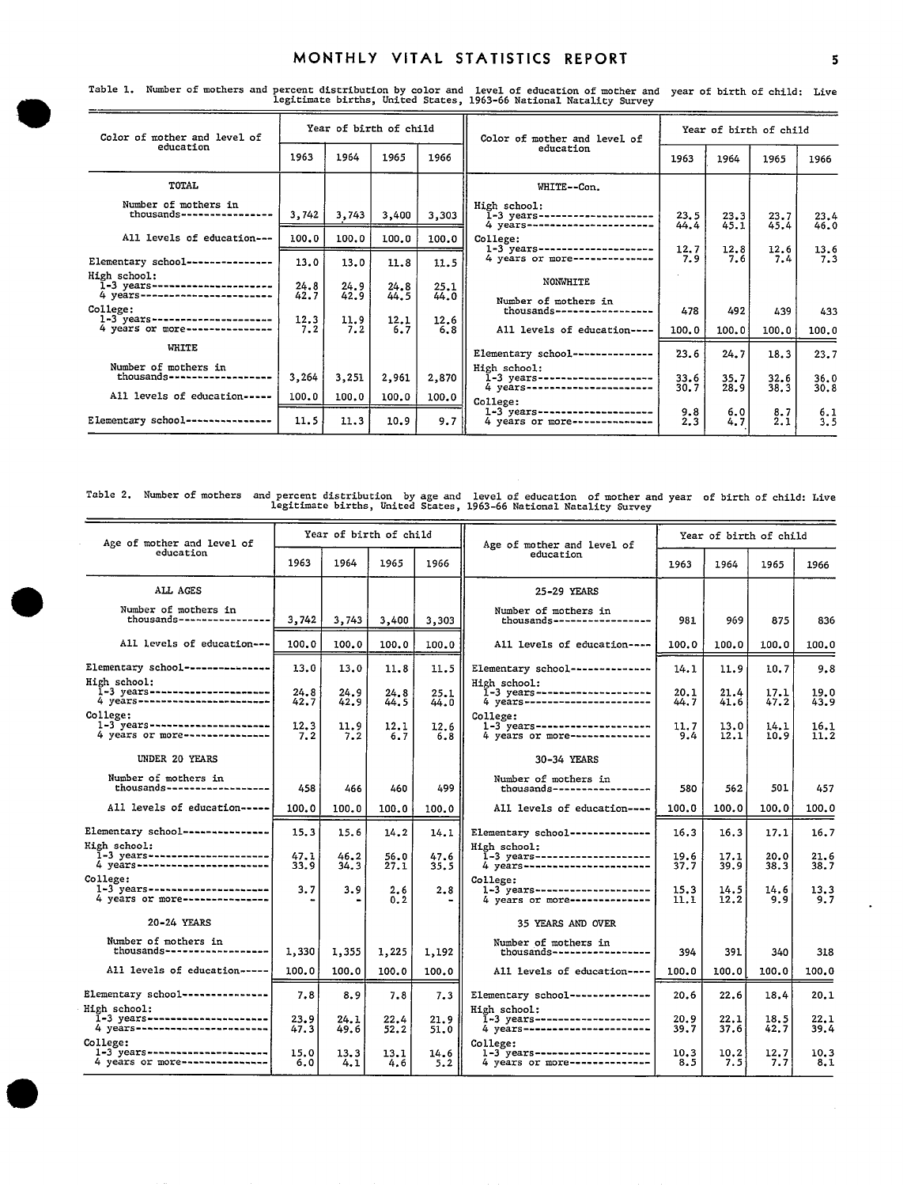Table 1. Number of mothers and percent distribution by color and level of education of mother and year of birth of child: Live legitimate births, United States, 1963-66 National Natality Survey

| Color of mother and level of education | 1963 | 1964 | 1965 | 1966 |
|---|---|---|---|---|
| **TOTAL** | | | | |
| Number of mothers in thousands | 3,742 | 3,743 | 3,400 | 3,303 |
| All levels of education | 100.0 | 100.0 | 100.0 | 100.0 |
| Elementary school | 13.0 | 13.0 | 11.8 | 11.5 |
| High school: | | | | |
| 1-3 years | 24.8 | 24.9 | 24.8 | 25.1 |
| 4 years | 42.7 | 42.9 | 44.5 | 44.0 |
| College: | | | | |
| 1-3 years | 12.3 | 11.9 | 12.1 | 12.6 |
| 4 years or more | 7.2 | 7.2 | 6.7 | 6.8 |
| **WHITE** | | | | |
| Number of mothers in thousands | 3,264 | 3,251 | 2,961 | 2,870 |
| All levels of education | 100.0 | 100.0 | 100.0 | 100.0 |
| Elementary school | 11.5 | 11.3 | 10.9 | 9.7 |
| High school: | | | | |
| 1-3 years | 23.5 | 23.3 | 23.7 | 23.4 |
| 4 years | 44.4 | 45.1 | 45.4 | 46.0 |
| College: | | | | |
| 1-3 years | 12.7 | 12.8 | 12.6 | 13.6 |
| 4 years or more | 7.9 | 7.6 | 7.4 | 7.3 |
| **NONWHITE** | | | | |
| Number of mothers in thousands | 478 | 492 | 439 | 433 |
| All levels of education | 100.0 | 100.0 | 100.0 | 100.0 |
| Elementary school | 23.6 | 24.7 | 18.3 | 23.7 |
| High school: | | | | |
| 1-3 years | 33.6 | 35.7 | 32.6 | 36.0 |
| 4 years | 30.7 | 28.9 | 38.3 | 30.8 |
| College: | | | | |
| 1-3 years | 9.8 | 6.0 | 8.7 | 6.1 |
| 4 years or more | 2.3 | 4.7 | 2.1 | 3.5 |

Table 2. Number of mothers and percent distribution by age and level of education of mother and year of birth of child: Live legitimate births, United States, 1963-66 National Natality Survey

| Age of mother and level of education | 1963 | 1964 | 1965 | 1966 |
|---|---|---|---|---|
| **ALL AGES** | | | | |
| Number of mothers in thousands | 3,742 | 3,743 | 3,400 | 3,303 |
| All levels of education | 100.0 | 100.0 | 100.0 | 100.0 |
| Elementary school | 13.0 | 13.0 | 11.8 | 11.5 |
| High school: | | | | |
| 1-3 years | 24.8 | 24.9 | 24.8 | 25.1 |
| 4 years | 42.7 | 42.9 | 44.5 | 44.0 |
| College: | | | | |
| 1-3 years | 12.3 | 11.9 | 12.1 | 12.6 |
| 4 years or more | 7.2 | 7.2 | 6.7 | 6.8 |
| **UNDER 20 YEARS** | | | | |
| Number of mothers in thousands | 458 | 466 | 460 | 499 |
| All levels of education | 100.0 | 100.0 | 100.0 | 100.0 |
| Elementary school | 15.3 | 15.6 | 14.2 | 14.1 |
| High school: | | | | |
| 1-3 years | 47.1 | 46.2 | 56.0 | 47.6 |
| 4 years | 33.9 | 34.3 | 27.1 | 35.5 |
| College: | | | | |
| 1-3 years | 3.7 | 3.9 | 2.6 | 2.8 |
| 4 years or more | - | - | 0.2 | - |
| **20-24 YEARS** | | | | |
| Number of mothers in thousands | 1,330 | 1,355 | 1,225 | 1,192 |
| All levels of education | 100.0 | 100.0 | 100.0 | 100.0 |
| Elementary school | 7.8 | 8.9 | 7.8 | 7.3 |
| High school: | | | | |
| 1-3 years | 23.9 | 24.1 | 22.4 | 21.9 |
| 4 years | 47.3 | 49.6 | 52.2 | 51.0 |
| College: | | | | |
| 1-3 years | 15.0 | 13.3 | 13.1 | 14.6 |
| 4 years or more | 6.0 | 4.1 | 4.6 | 5.2 |
| **25-29 YEARS** | | | | |
| Number of mothers in thousands | 981 | 969 | 875 | 836 |
| All levels of education | 100.0 | 100.0 | 100.0 | 100.0 |
| Elementary school | 14.1 | 11.9 | 10.7 | 9.8 |
| High school: | | | | |
| 1-3 years | 20.1 | 21.4 | 17.1 | 19.0 |
| 4 years | 44.7 | 41.6 | 47.2 | 43.9 |
| College: | | | | |
| 1-3 years | 11.7 | 13.0 | 14.1 | 16.1 |
| 4 years or more | 9.4 | 12.1 | 10.9 | 11.2 |
| **30-34 YEARS** | | | | |
| Number of mothers in thousands | 580 | 562 | 501 | 457 |
| All levels of education | 100.0 | 100.0 | 100.0 | 100.0 |
| Elementary school | 16.3 | 16.3 | 17.1 | 16.7 |
| High school: | | | | |
| 1-3 years | 19.6 | 17.1 | 20.0 | 21.6 |
| 4 years | 37.7 | 39.9 | 38.3 | 38.7 |
| College: | | | | |
| 1-3 years | 15.3 | 14.5 | 14.6 | 13.3 |
| 4 years or more | 11.1 | 12.2 | 9.9 | 9.7 |
| **35 YEARS AND OVER** | | | | |
| Number of mothers in thousands | 394 | 391 | 340 | 318 |
| All levels of education | 100.0 | 100.0 | 100.0 | 100.0 |
| Elementary school | 20.6 | 22.6 | 18.4 | 20.1 |
| High school: | | | | |
| 1-3 years | 20.9 | 22.1 | 18.5 | 22.1 |
| 4 years | 39.7 | 37.6 | 42.7 | 39.4 |
| College: | | | | |
| 1-3 years | 10.3 | 10.2 | 12.7 | 10.3 |
| 4 years or more | 8.5 | 7.5 | 7.7 | 8.1 |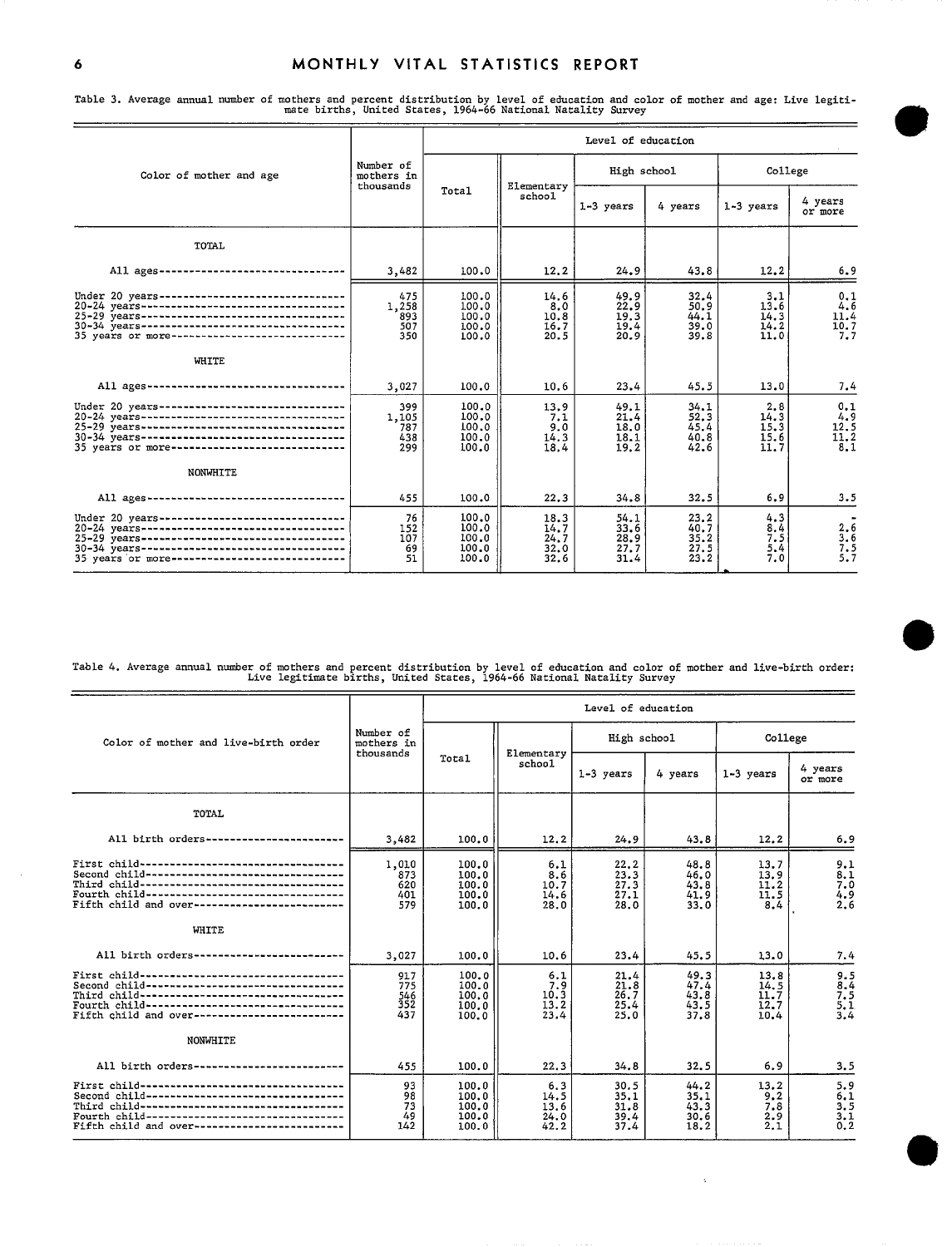Table 3. Average annual number of mothers and percent distribution by level of education and color of mother and age: Live legitimate births, United States, 1964-66 National Natality Survey

| Color of mother and age | Number of mothers in thousands | Level of education | | | | | |
|---|---|---|---|---|---|---|---|
| | | Total | Elementary school | High school | | College | |
| | | | | 1-3 years | 4 years | 1-3 years | 4 years or more |
| **TOTAL** | | | | | | | |
| All ages | 3,482 | 100.0 | 12.2 | 24.9 | 43.8 | 12.2 | 6.9 |
| Under 20 years | 475 | 100.0 | 14.6 | 49.9 | 32.4 | 3.1 | 0.1 |
| 20-24 years | 1,258 | 100.0 | 8.0 | 22.9 | 50.9 | 13.6 | 4.6 |
| 25-29 years | 893 | 100.0 | 10.8 | 19.3 | 44.1 | 14.3 | 11.4 |
| 30-34 years | 507 | 100.0 | 16.7 | 19.4 | 39.0 | 14.2 | 10.7 |
| 35 years or more | 350 | 100.0 | 20.5 | 20.9 | 39.8 | 11.0 | 7.7 |
| **WHITE** | | | | | | | |
| All ages | 3,027 | 100.0 | 10.6 | 23.4 | 45.5 | 13.0 | 7.4 |
| Under 20 years | 399 | 100.0 | 13.9 | 49.1 | 34.1 | 2.8 | 0.1 |
| 20-24 years | 1,105 | 100.0 | 7.1 | 21.4 | 52.3 | 14.3 | 4.9 |
| 25-29 years | 787 | 100.0 | 9.0 | 18.0 | 45.4 | 15.3 | 12.5 |
| 30-34 years | 438 | 100.0 | 14.3 | 18.1 | 40.8 | 15.6 | 11.2 |
| 35 years or more | 299 | 100.0 | 18.4 | 19.2 | 42.6 | 11.7 | 8.1 |
| **NONWHITE** | | | | | | | |
| All ages | 455 | 100.0 | 22.3 | 34.8 | 32.5 | 6.9 | 3.5 |
| Under 20 years | 76 | 100.0 | 18.3 | 54.1 | 23.2 | 4.3 | - |
| 20-24 years | 152 | 100.0 | 14.7 | 33.6 | 40.7 | 8.4 | 2.6 |
| 25-29 years | 107 | 100.0 | 24.7 | 28.9 | 35.2 | 7.5 | 3.6 |
| 30-34 years | 69 | 100.0 | 32.0 | 27.7 | 27.5 | 5.4 | 7.5 |
| 35 years or more | 51 | 100.0 | 32.6 | 31.4 | 23.2 | 7.0 | 5.7 |

Table 4. Average annual number of mothers and percent distribution by level of education and color of mother and live-birth order: Live legitimate births, United States, 1964-66 National Natality Survey

| Color of mother and live-birth order | Number of mothers in thousands | Level of education | | | | | |
|---|---|---|---|---|---|---|---|
| | | Total | Elementary school | High school | | College | |
| | | | | 1-3 years | 4 years | 1-3 years | 4 years or more |
| **TOTAL** | | | | | | | |
| All birth orders | 3,482 | 100.0 | 12.2 | 24.9 | 43.8 | 12.2 | 6.9 |
| First child | 1,010 | 100.0 | 6.1 | 22.2 | 48.8 | 13.7 | 9.1 |
| Second child | 873 | 100.0 | 8.6 | 23.3 | 46.0 | 13.9 | 8.1 |
| Third child | 620 | 100.0 | 10.7 | 27.3 | 43.8 | 11.2 | 7.0 |
| Fourth child | 401 | 100.0 | 14.6 | 27.1 | 41.9 | 11.5 | 4.9 |
| Fifth child and over | 579 | 100.0 | 28.0 | 28.0 | 33.0 | 8.4 | 2.6 |
| **WHITE** | | | | | | | |
| All birth orders | 3,027 | 100.0 | 10.6 | 23.4 | 45.5 | 13.0 | 7.4 |
| First child | 917 | 100.0 | 6.1 | 21.4 | 49.3 | 13.8 | 9.5 |
| Second child | 775 | 100.0 | 7.9 | 21.8 | 47.4 | 14.5 | 8.4 |
| Third child | 546 | 100.0 | 10.3 | 26.7 | 43.8 | 11.7 | 7.5 |
| Fourth child | 352 | 100.0 | 13.2 | 25.4 | 43.5 | 12.7 | 5.1 |
| Fifth child and over | 437 | 100.0 | 23.4 | 25.0 | 37.8 | 10.4 | 3.4 |
| **NONWHITE** | | | | | | | |
| All birth orders | 455 | 100.0 | 22.3 | 34.8 | 32.5 | 6.9 | 3.5 |
| First child | 93 | 100.0 | 6.3 | 30.5 | 44.2 | 13.2 | 5.9 |
| Second child | 98 | 100.0 | 14.5 | 35.1 | 35.1 | 9.2 | 6.1 |
| Third child | 73 | 100.0 | 13.6 | 31.8 | 43.3 | 7.8 | 3.5 |
| Fourth child | 49 | 100.0 | 24.0 | 39.4 | 30.6 | 2.9 | 3.1 |
| Fifth child and over | 142 | 100.0 | 42.2 | 37.4 | 18.2 | 2.1 | 0.2 |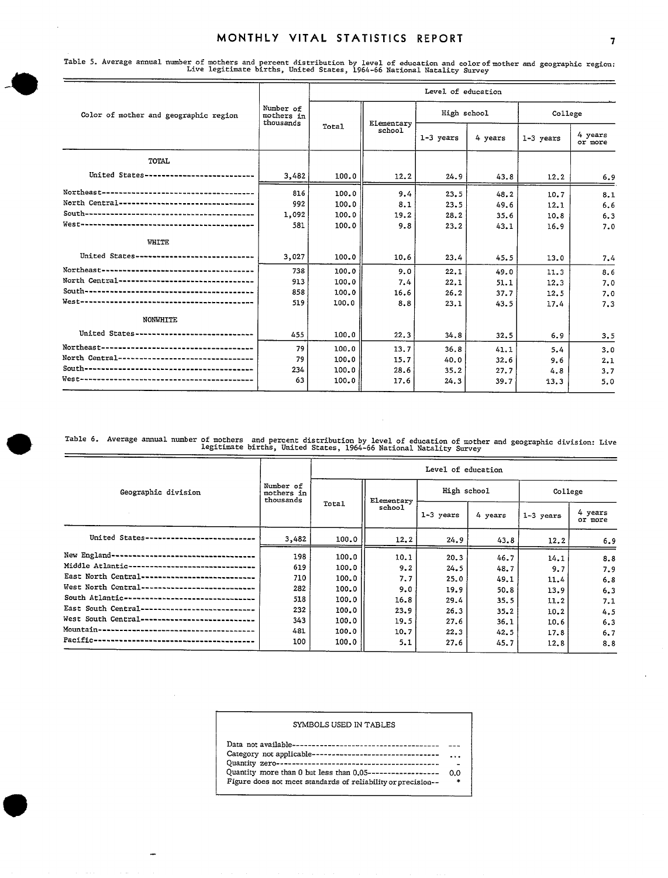Table 5. Average annual number of mothers and percent distribution by level of education and color of mother and geographic region: Live legitimate births, United States, 1964-66 National Natality Survey

| Color of mother and geographic region | Number of mothers in thousands | Level of education | | | | | |
|---|---|---|---|---|---|---|---|
| | | Total | Elementary school | High school | | College | |
| | | | | 1-3 years | 4 years | 1-3 years | 4 years or more |
| TOTAL | | | | | | | |
| United States | 3,482 | 100.0 | 12.2 | 24.9 | 43.8 | 12.2 | 6.9 |
| Northeast | 816 | 100.0 | 9.4 | 23.5 | 48.2 | 10.7 | 8.1 |
| North Central | 992 | 100.0 | 8.1 | 23.5 | 49.6 | 12.1 | 6.6 |
| South | 1,092 | 100.0 | 19.2 | 28.2 | 35.6 | 10.8 | 6.3 |
| West | 581 | 100.0 | 9.8 | 23.2 | 43.1 | 16.9 | 7.0 |
| WHITE | | | | | | | |
| United States | 3,027 | 100.0 | 10.6 | 23.4 | 45.5 | 13.0 | 7.4 |
| Northeast | 738 | 100.0 | 9.0 | 22.1 | 49.0 | 11.3 | 8.6 |
| North Central | 913 | 100.0 | 7.4 | 22.1 | 51.1 | 12.3 | 7.0 |
| South | 858 | 100.0 | 16.6 | 26.2 | 37.7 | 12.5 | 7.0 |
| West | 519 | 100.0 | 8.8 | 23.1 | 43.5 | 17.4 | 7.3 |
| NONWHITE | | | | | | | |
| United States | 455 | 100.0 | 22.3 | 34.8 | 32.5 | 6.9 | 3.5 |
| Northeast | 79 | 100.0 | 13.7 | 36.8 | 41.1 | 5.4 | 3.0 |
| North Central | 79 | 100.0 | 15.7 | 40.0 | 32.6 | 9.6 | 2.1 |
| South | 234 | 100.0 | 28.6 | 35.2 | 27.7 | 4.8 | 3.7 |
| West | 63 | 100.0 | 17.6 | 24.3 | 39.7 | 13.3 | 5.0 |

Table 6. Average annual number of mothers and percent distribution by level of education of mother and geographic division: Live legitimate births, United States, 1964-66 National Natality Survey

| Geographic division | Number of mothers in thousands | Level of education | | | | | |
|---|---|---|---|---|---|---|---|
| | | Total | Elementary school | High school | | College | |
| | | | | 1-3 years | 4 years | 1-3 years | 4 years or more |
| United States | 3,482 | 100.0 | 12.2 | 24.9 | 43.8 | 12.2 | 6.9 |
| New England | 198 | 100.0 | 10.1 | 20.3 | 46.7 | 14.1 | 8.8 |
| Middle Atlantic | 619 | 100.0 | 9.2 | 24.5 | 48.7 | 9.7 | 7.9 |
| East North Central | 710 | 100.0 | 7.7 | 25.0 | 49.1 | 11.4 | 6.8 |
| West North Central | 282 | 100.0 | 9.0 | 19.9 | 50.8 | 13.9 | 6.3 |
| South Atlantic | 518 | 100.0 | 16.8 | 29.4 | 35.5 | 11.2 | 7.1 |
| East South Central | 232 | 100.0 | 23.9 | 26.3 | 35.2 | 10.2 | 4.5 |
| West South Central | 343 | 100.0 | 19.5 | 27.6 | 36.1 | 10.6 | 6.3 |
| Mountain | 481 | 100.0 | 10.7 | 22.3 | 42.5 | 17.8 | 6.7 |
| Pacific | 100 | 100.0 | 5.1 | 27.6 | 45.7 | 12.8 | 8.8 |

SYMBOLS USED IN TABLES

| | |
|---|---|
| Data not available | --- |
| Category not applicable | ... |
| Quantity zero | - |
| Quantity more than 0 but less than 0.05 | 0.0 |
| Figure does not meet standards of reliability or precision | * |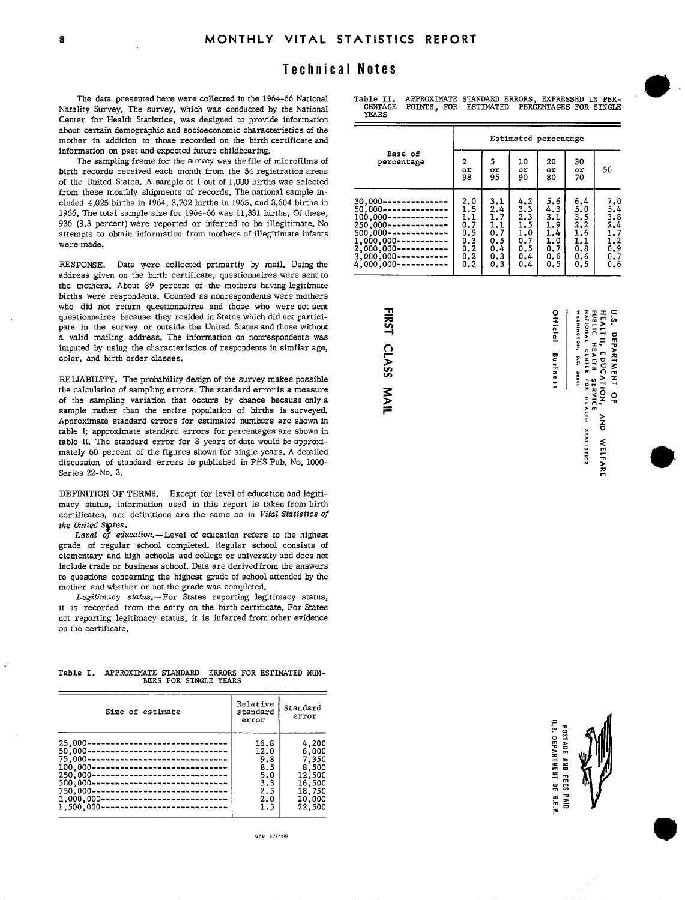# Technical Notes

The data presented here were collected in the 1964-66 National Natality Survey. The survey, which was conducted by the National Center for Health Statistics, was designed to provide information about certain demographic and socioeconomic characteristics of the mother in addition to those recorded on the birth certificate and information on past and expected future childbearing.

The sampling frame for the survey was the file of microfilms of birth records received each month from the 54 registration areas of the United States. A sample of 1 out of 1,000 births was selected from these monthly shipments of records. The national sample included 4,025 births in 1964, 3,702 births in 1965, and 3,604 births in 1966. The total sample size for 1964-66 was 11,331 births. Of these, 936 (8.3 percent) were reported or inferred to be illegitimate. No attempts to obtain information from mothers of illegitimate infants were made.

RESPONSE. Data were collected primarily by mail. Using the address given on the birth certificate, questionnaires were sent to the mothers. About 89 percent of the mothers having legitimate births were respondents. Counted as nonrespondents were mothers who did not return questionnaires and those who were not sent questionnaires because they resided in States which did not participate in the survey or outside the United States and those without a valid mailing address. The information on nonrespondents was imputed by using the characteristics of respondents in similar age, color, and birth order classes.

RELIABILITY. The probability design of the survey makes possible the calculation of sampling errors. The standard error is a measure of the sampling variation that occurs by chance because only a sample rather than the entire population of births is surveyed. Approximate standard errors for estimated numbers are shown in table I; approximate standard errors for percentages are shown in table II. The standard error for 3 years of data would be approximately 60 percent of the figures shown for single years. A detailed discussion of standard errors is published in PHS Pub. No. 1000-Series 22-No. 3.

DEFINITION OF TERMS. Except for level of education and legitimacy status, information used in this report is taken from birth certificates, and definitions are the same as in *Vital Statistics of the United States*.

*Level of education.*—Level of education refers to the highest grade of regular school completed. Regular school consists of elementary and high schools and college or university and does not include trade or business school. Data are derived from the answers to questions concerning the highest grade of school attended by the mother and whether or not the grade was completed.

*Legitimacy status.*—For States reporting legitimacy status, it is recorded from the entry on the birth certificate. For States not reporting legitimacy status, it is inferred from other evidence on the certificate.

Table I. APPROXIMATE STANDARD ERRORS FOR ESTIMATED NUMBERS FOR SINGLE YEARS

| Size of estimate | Relative standard error | Standard error |
|---|---|---|
| 25,000 | 16.8 | 4,200 |
| 50,000 | 12.0 | 6,000 |
| 75,000 | 9.8 | 7,350 |
| 100,000 | 8.5 | 8,500 |
| 250,000 | 5.0 | 12,500 |
| 500,000 | 3.3 | 16,500 |
| 750,000 | 2.5 | 18,750 |
| 1,000,000 | 2.0 | 20,000 |
| 1,500,000 | 1.5 | 22,500 |

Table II. APPROXIMATE STANDARD ERRORS, EXPRESSED IN PERCENTAGE POINTS, FOR ESTIMATED PERCENTAGES FOR SINGLE YEARS

| Base of percentage | Estimated percentage | | | | | |
|---|---|---|---|---|---|---|
| | 2 or 98 | 5 or 95 | 10 or 90 | 20 or 80 | 30 or 70 | 50 |
| 30,000 | 2.0 | 3.1 | 4.2 | 5.6 | 6.4 | 7.0 |
| 50,000 | 1.5 | 2.4 | 3.3 | 4.3 | 5.0 | 5.4 |
| 100,000 | 1.1 | 1.7 | 2.3 | 3.1 | 3.5 | 3.8 |
| 250,000 | 0.7 | 1.1 | 1.5 | 1.9 | 2.2 | 2.4 |
| 500,000 | 0.5 | 0.7 | 1.0 | 1.4 | 1.6 | 1.7 |
| 1,000,000 | 0.3 | 0.5 | 0.7 | 1.0 | 1.1 | 1.2 |
| 2,000,000 | 0.2 | 0.4 | 0.5 | 0.7 | 0.8 | 0.9 |
| 3,000,000 | 0.2 | 0.3 | 0.4 | 0.6 | 0.6 | 0.7 |
| 4,000,000 | 0.2 | 0.3 | 0.4 | 0.5 | 0.5 | 0.6 |

U.S. DEPARTMENT OF HEALTH, EDUCATION, AND WELFARE
PUBLIC HEALTH SERVICE
NATIONAL CENTER FOR HEALTH STATISTICS
WASHINGTON, D.C. 20201

Official Business

FIRST CLASS MAIL

POSTAGE AND FEES PAID
U.S. DEPARTMENT OF H.E.W.

GPO 877-607